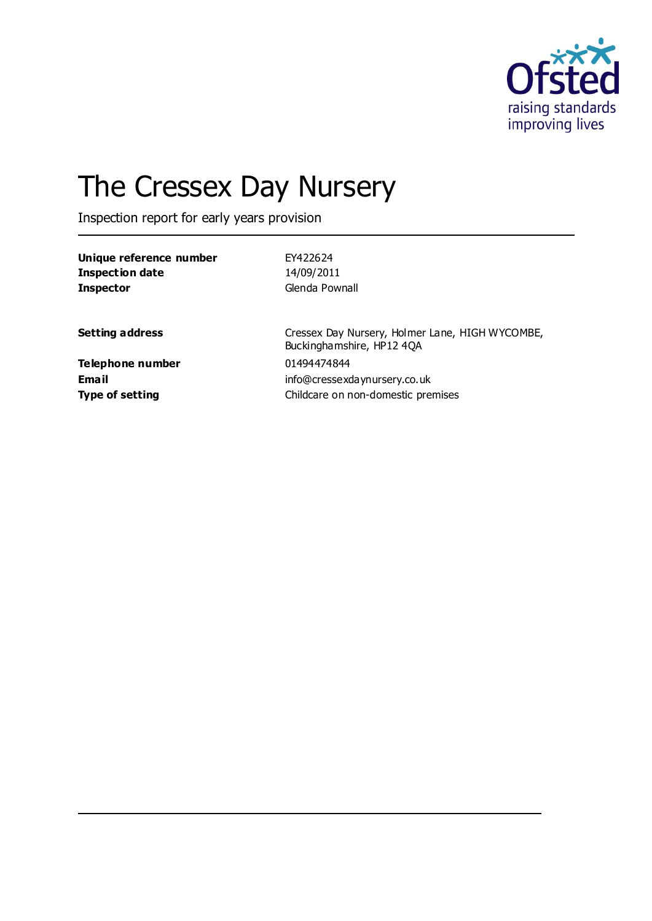# The Cressex Day Nursery

Inspection report for early years provision

| | |
|---|---|
| **Unique reference number** | EY422624 |
| **Inspection date** | 14/09/2011 |
| **Inspector** | Glenda Pownall |

| | |
|---|---|
| **Setting address** | Cressex Day Nursery, Holmer Lane, HIGH WYCOMBE, Buckinghamshire, HP12 4QA |
| **Telephone number** | 01494474844 |
| **Email** | info@cressexdaynursery.co.uk |
| **Type of setting** | Childcare on non-domestic premises |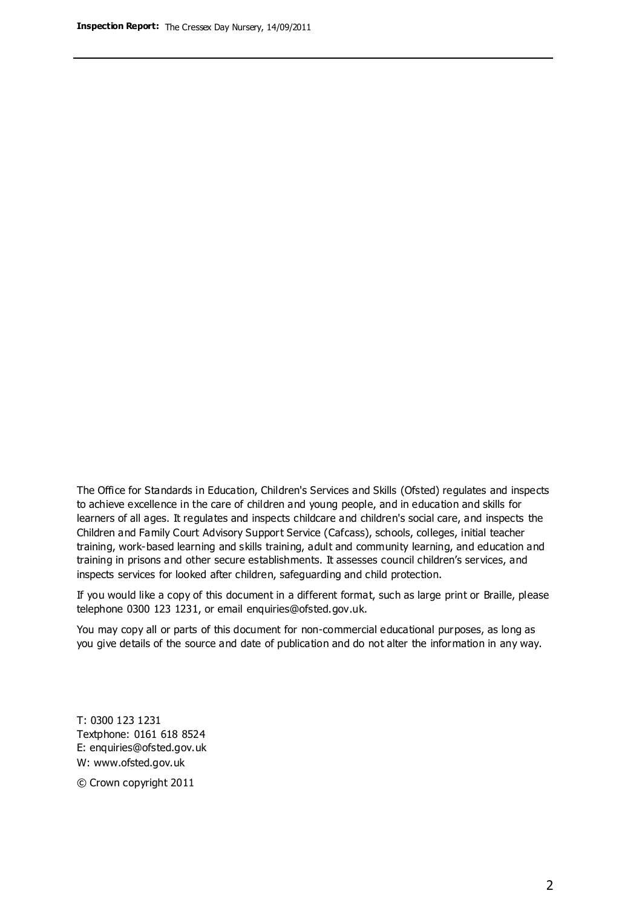The Office for Standards in Education, Children's Services and Skills (Ofsted) regulates and inspects to achieve excellence in the care of children and young people, and in education and skills for learners of all ages. It regulates and inspects childcare and children's social care, and inspects the Children and Family Court Advisory Support Service (Cafcass), schools, colleges, initial teacher training, work-based learning and skills training, adult and community learning, and education and training in prisons and other secure establishments. It assesses council children's services, and inspects services for looked after children, safeguarding and child protection.

If you would like a copy of this document in a different format, such as large print or Braille, please telephone 0300 123 1231, or email enquiries@ofsted.gov.uk.

You may copy all or parts of this document for non-commercial educational purposes, as long as you give details of the source and date of publication and do not alter the information in any way.

T: 0300 123 1231
Textphone: 0161 618 8524
E: enquiries@ofsted.gov.uk
W: www.ofsted.gov.uk

© Crown copyright 2011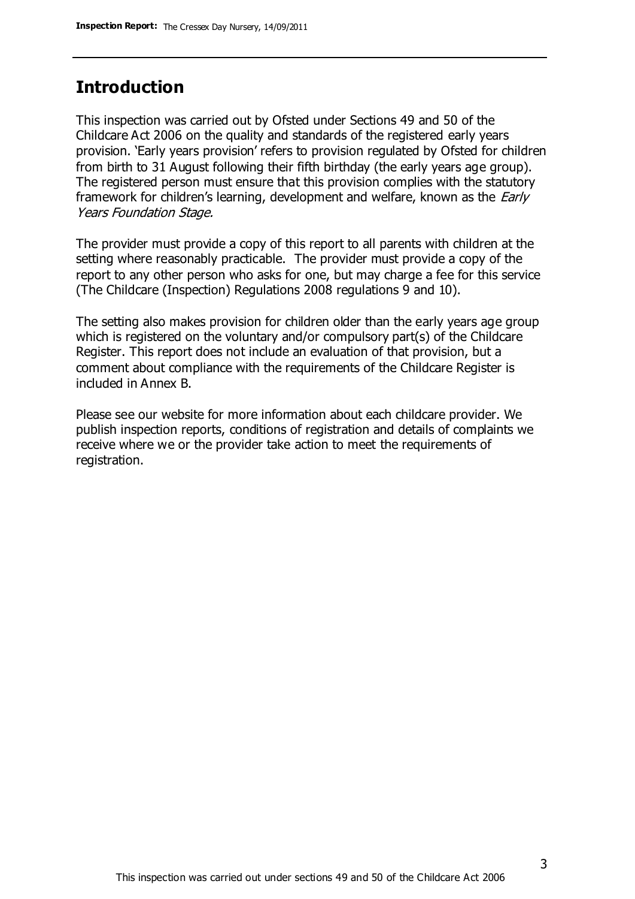## Introduction

This inspection was carried out by Ofsted under Sections 49 and 50 of the Childcare Act 2006 on the quality and standards of the registered early years provision. 'Early years provision' refers to provision regulated by Ofsted for children from birth to 31 August following their fifth birthday (the early years age group). The registered person must ensure that this provision complies with the statutory framework for children's learning, development and welfare, known as the *Early Years Foundation Stage.*

The provider must provide a copy of this report to all parents with children at the setting where reasonably practicable. The provider must provide a copy of the report to any other person who asks for one, but may charge a fee for this service (The Childcare (Inspection) Regulations 2008 regulations 9 and 10).

The setting also makes provision for children older than the early years age group which is registered on the voluntary and/or compulsory part(s) of the Childcare Register. This report does not include an evaluation of that provision, but a comment about compliance with the requirements of the Childcare Register is included in Annex B.

Please see our website for more information about each childcare provider. We publish inspection reports, conditions of registration and details of complaints we receive where we or the provider take action to meet the requirements of registration.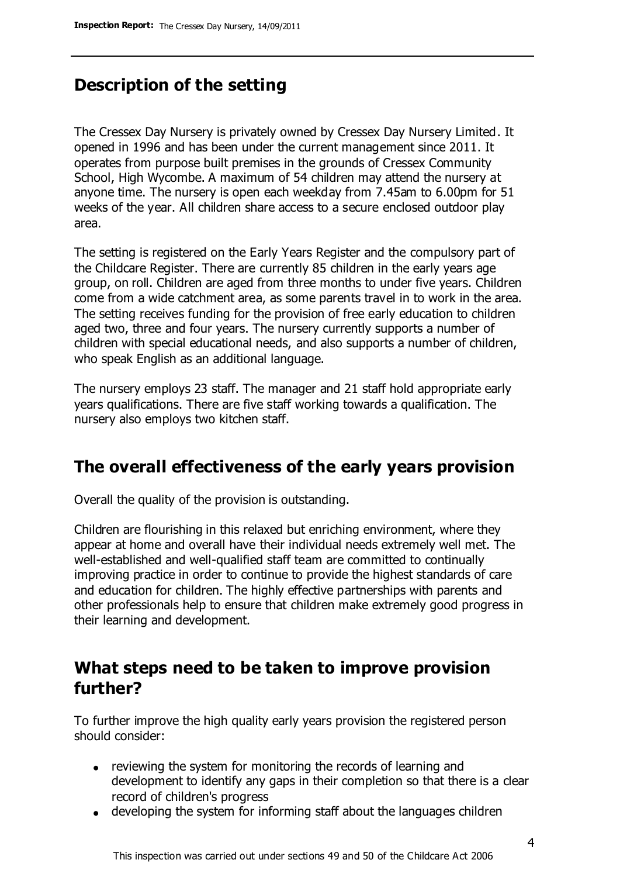## Description of the setting

The Cressex Day Nursery is privately owned by Cressex Day Nursery Limited. It opened in 1996 and has been under the current management since 2011. It operates from purpose built premises in the grounds of Cressex Community School, High Wycombe. A maximum of 54 children may attend the nursery at anyone time. The nursery is open each weekday from 7.45am to 6.00pm for 51 weeks of the year. All children share access to a secure enclosed outdoor play area.

The setting is registered on the Early Years Register and the compulsory part of the Childcare Register. There are currently 85 children in the early years age group, on roll. Children are aged from three months to under five years. Children come from a wide catchment area, as some parents travel in to work in the area. The setting receives funding for the provision of free early education to children aged two, three and four years. The nursery currently supports a number of children with special educational needs, and also supports a number of children, who speak English as an additional language.

The nursery employs 23 staff. The manager and 21 staff hold appropriate early years qualifications. There are five staff working towards a qualification. The nursery also employs two kitchen staff.

## The overall effectiveness of the early years provision

Overall the quality of the provision is outstanding.

Children are flourishing in this relaxed but enriching environment, where they appear at home and overall have their individual needs extremely well met. The well-established and well-qualified staff team are committed to continually improving practice in order to continue to provide the highest standards of care and education for children. The highly effective partnerships with parents and other professionals help to ensure that children make extremely good progress in their learning and development.

## What steps need to be taken to improve provision further?

To further improve the high quality early years provision the registered person should consider:

- reviewing the system for monitoring the records of learning and development to identify any gaps in their completion so that there is a clear record of children's progress
- developing the system for informing staff about the languages children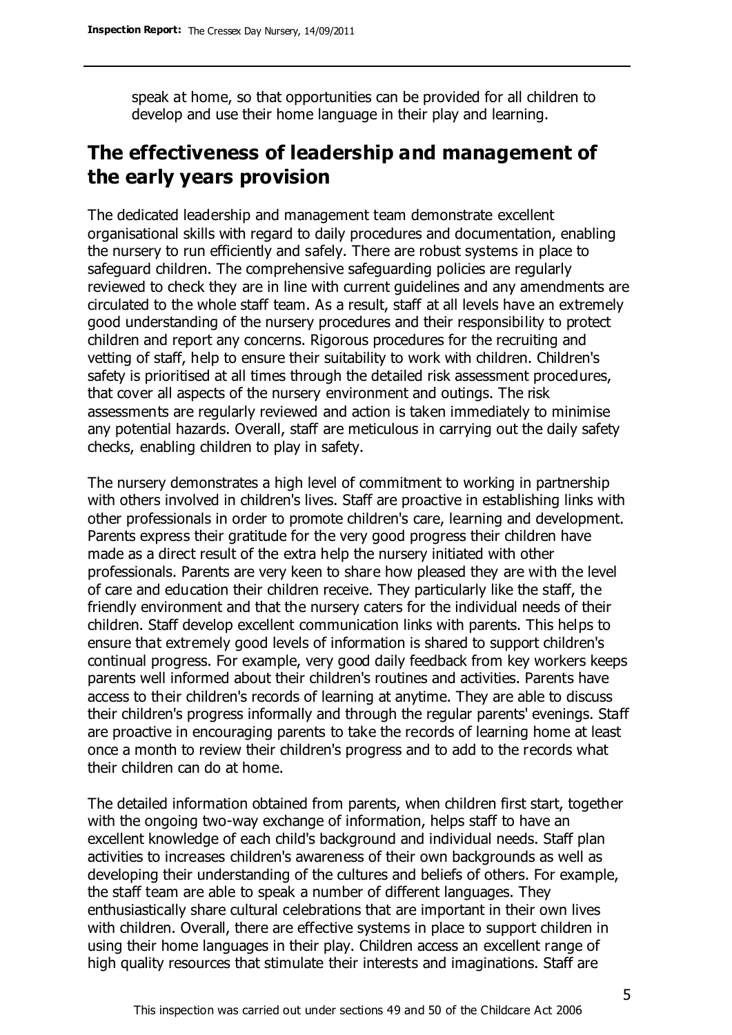speak at home, so that opportunities can be provided for all children to develop and use their home language in their play and learning.

## The effectiveness of leadership and management of the early years provision

The dedicated leadership and management team demonstrate excellent organisational skills with regard to daily procedures and documentation, enabling the nursery to run efficiently and safely. There are robust systems in place to safeguard children. The comprehensive safeguarding policies are regularly reviewed to check they are in line with current guidelines and any amendments are circulated to the whole staff team. As a result, staff at all levels have an extremely good understanding of the nursery procedures and their responsibility to protect children and report any concerns. Rigorous procedures for the recruiting and vetting of staff, help to ensure their suitability to work with children. Children's safety is prioritised at all times through the detailed risk assessment procedures, that cover all aspects of the nursery environment and outings. The risk assessments are regularly reviewed and action is taken immediately to minimise any potential hazards. Overall, staff are meticulous in carrying out the daily safety checks, enabling children to play in safety.

The nursery demonstrates a high level of commitment to working in partnership with others involved in children's lives. Staff are proactive in establishing links with other professionals in order to promote children's care, learning and development. Parents express their gratitude for the very good progress their children have made as a direct result of the extra help the nursery initiated with other professionals. Parents are very keen to share how pleased they are with the level of care and education their children receive. They particularly like the staff, the friendly environment and that the nursery caters for the individual needs of their children. Staff develop excellent communication links with parents. This helps to ensure that extremely good levels of information is shared to support children's continual progress. For example, very good daily feedback from key workers keeps parents well informed about their children's routines and activities. Parents have access to their children's records of learning at anytime. They are able to discuss their children's progress informally and through the regular parents' evenings. Staff are proactive in encouraging parents to take the records of learning home at least once a month to review their children's progress and to add to the records what their children can do at home.

The detailed information obtained from parents, when children first start, together with the ongoing two-way exchange of information, helps staff to have an excellent knowledge of each child's background and individual needs. Staff plan activities to increases children's awareness of their own backgrounds as well as developing their understanding of the cultures and beliefs of others. For example, the staff team are able to speak a number of different languages. They enthusiastically share cultural celebrations that are important in their own lives with children. Overall, there are effective systems in place to support children in using their home languages in their play. Children access an excellent range of high quality resources that stimulate their interests and imaginations. Staff are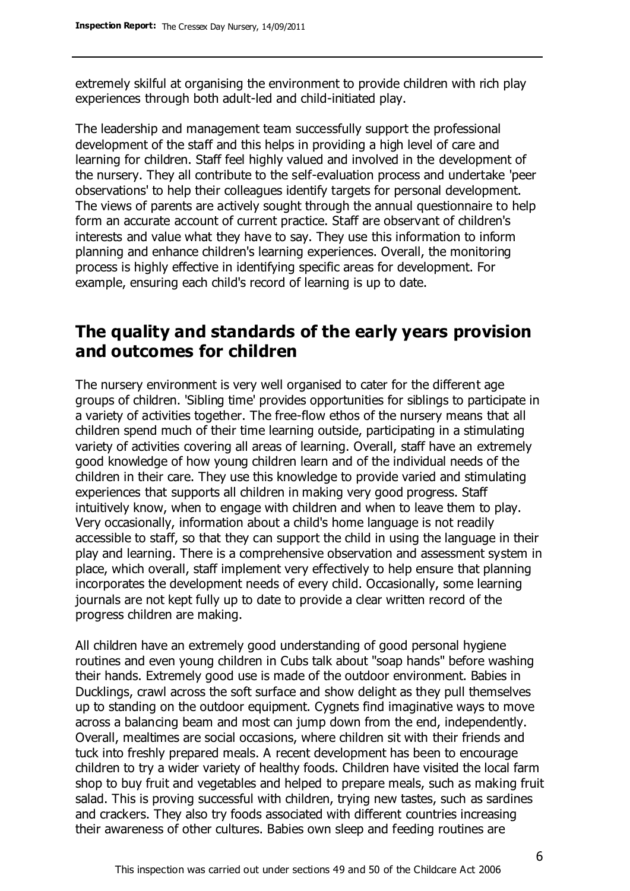extremely skilful at organising the environment to provide children with rich play experiences through both adult-led and child-initiated play.

The leadership and management team successfully support the professional development of the staff and this helps in providing a high level of care and learning for children. Staff feel highly valued and involved in the development of the nursery. They all contribute to the self-evaluation process and undertake 'peer observations' to help their colleagues identify targets for personal development. The views of parents are actively sought through the annual questionnaire to help form an accurate account of current practice. Staff are observant of children's interests and value what they have to say. They use this information to inform planning and enhance children's learning experiences. Overall, the monitoring process is highly effective in identifying specific areas for development. For example, ensuring each child's record of learning is up to date.

## The quality and standards of the early years provision and outcomes for children

The nursery environment is very well organised to cater for the different age groups of children. 'Sibling time' provides opportunities for siblings to participate in a variety of activities together. The free-flow ethos of the nursery means that all children spend much of their time learning outside, participating in a stimulating variety of activities covering all areas of learning. Overall, staff have an extremely good knowledge of how young children learn and of the individual needs of the children in their care. They use this knowledge to provide varied and stimulating experiences that supports all children in making very good progress. Staff intuitively know, when to engage with children and when to leave them to play. Very occasionally, information about a child's home language is not readily accessible to staff, so that they can support the child in using the language in their play and learning. There is a comprehensive observation and assessment system in place, which overall, staff implement very effectively to help ensure that planning incorporates the development needs of every child. Occasionally, some learning journals are not kept fully up to date to provide a clear written record of the progress children are making.

All children have an extremely good understanding of good personal hygiene routines and even young children in Cubs talk about "soap hands" before washing their hands. Extremely good use is made of the outdoor environment. Babies in Ducklings, crawl across the soft surface and show delight as they pull themselves up to standing on the outdoor equipment. Cygnets find imaginative ways to move across a balancing beam and most can jump down from the end, independently. Overall, mealtimes are social occasions, where children sit with their friends and tuck into freshly prepared meals. A recent development has been to encourage children to try a wider variety of healthy foods. Children have visited the local farm shop to buy fruit and vegetables and helped to prepare meals, such as making fruit salad. This is proving successful with children, trying new tastes, such as sardines and crackers. They also try foods associated with different countries increasing their awareness of other cultures. Babies own sleep and feeding routines are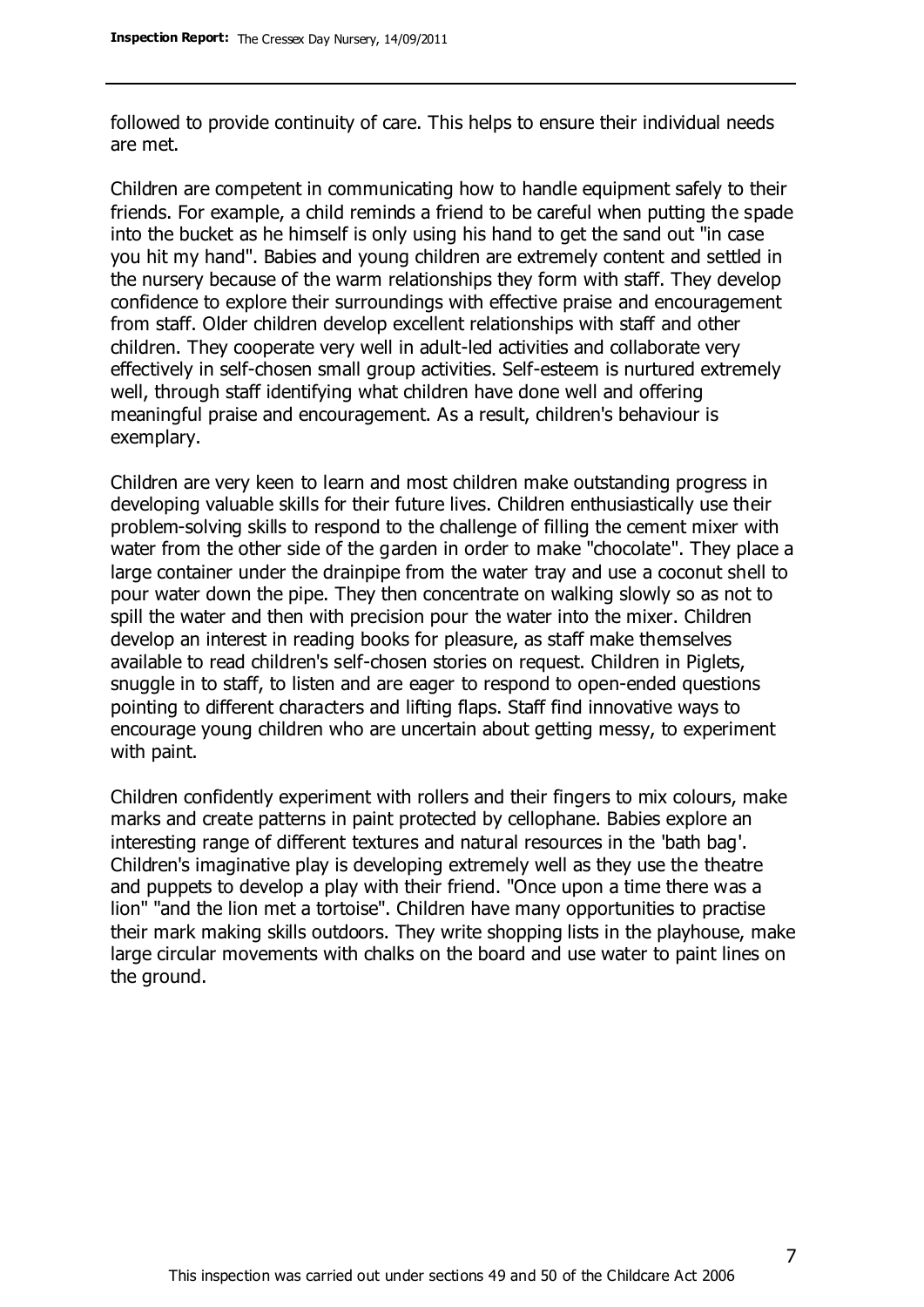followed to provide continuity of care. This helps to ensure their individual needs are met.

Children are competent in communicating how to handle equipment safely to their friends. For example, a child reminds a friend to be careful when putting the spade into the bucket as he himself is only using his hand to get the sand out "in case you hit my hand". Babies and young children are extremely content and settled in the nursery because of the warm relationships they form with staff. They develop confidence to explore their surroundings with effective praise and encouragement from staff. Older children develop excellent relationships with staff and other children. They cooperate very well in adult-led activities and collaborate very effectively in self-chosen small group activities. Self-esteem is nurtured extremely well, through staff identifying what children have done well and offering meaningful praise and encouragement. As a result, children's behaviour is exemplary.

Children are very keen to learn and most children make outstanding progress in developing valuable skills for their future lives. Children enthusiastically use their problem-solving skills to respond to the challenge of filling the cement mixer with water from the other side of the garden in order to make "chocolate". They place a large container under the drainpipe from the water tray and use a coconut shell to pour water down the pipe. They then concentrate on walking slowly so as not to spill the water and then with precision pour the water into the mixer. Children develop an interest in reading books for pleasure, as staff make themselves available to read children's self-chosen stories on request. Children in Piglets, snuggle in to staff, to listen and are eager to respond to open-ended questions pointing to different characters and lifting flaps. Staff find innovative ways to encourage young children who are uncertain about getting messy, to experiment with paint.

Children confidently experiment with rollers and their fingers to mix colours, make marks and create patterns in paint protected by cellophane. Babies explore an interesting range of different textures and natural resources in the 'bath bag'. Children's imaginative play is developing extremely well as they use the theatre and puppets to develop a play with their friend. "Once upon a time there was a lion" "and the lion met a tortoise". Children have many opportunities to practise their mark making skills outdoors. They write shopping lists in the playhouse, make large circular movements with chalks on the board and use water to paint lines on the ground.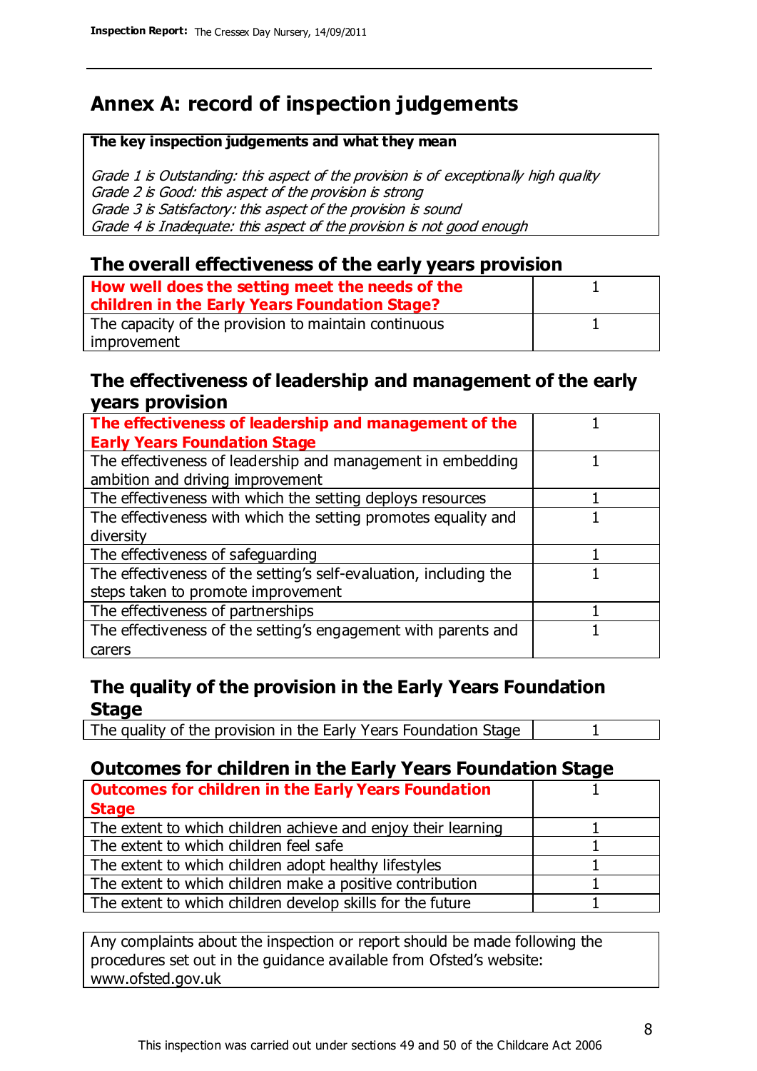# Annex A: record of inspection judgements

**The key inspection judgements and what they mean**

*Grade 1 is Outstanding: this aspect of the provision is of exceptionally high quality*
*Grade 2 is Good: this aspect of the provision is strong*
*Grade 3 is Satisfactory: this aspect of the provision is sound*
*Grade 4 is Inadequate: this aspect of the provision is not good enough*

## The overall effectiveness of the early years provision

| | |
|---|---|
| **How well does the setting meet the needs of the children in the Early Years Foundation Stage?** | 1 |
| The capacity of the provision to maintain continuous improvement | 1 |

## The effectiveness of leadership and management of the early years provision

| | |
|---|---|
| **The effectiveness of leadership and management of the Early Years Foundation Stage** | 1 |
| The effectiveness of leadership and management in embedding ambition and driving improvement | 1 |
| The effectiveness with which the setting deploys resources | 1 |
| The effectiveness with which the setting promotes equality and diversity | 1 |
| The effectiveness of safeguarding | 1 |
| The effectiveness of the setting's self-evaluation, including the steps taken to promote improvement | 1 |
| The effectiveness of partnerships | 1 |
| The effectiveness of the setting's engagement with parents and carers | 1 |

## The quality of the provision in the Early Years Foundation Stage

| | |
|---|---|
| The quality of the provision in the Early Years Foundation Stage | 1 |

## Outcomes for children in the Early Years Foundation Stage

| | |
|---|---|
| **Outcomes for children in the Early Years Foundation Stage** | 1 |
| The extent to which children achieve and enjoy their learning | 1 |
| The extent to which children feel safe | 1 |
| The extent to which children adopt healthy lifestyles | 1 |
| The extent to which children make a positive contribution | 1 |
| The extent to which children develop skills for the future | 1 |

Any complaints about the inspection or report should be made following the procedures set out in the guidance available from Ofsted's website: www.ofsted.gov.uk

This inspection was carried out under sections 49 and 50 of the Childcare Act 2006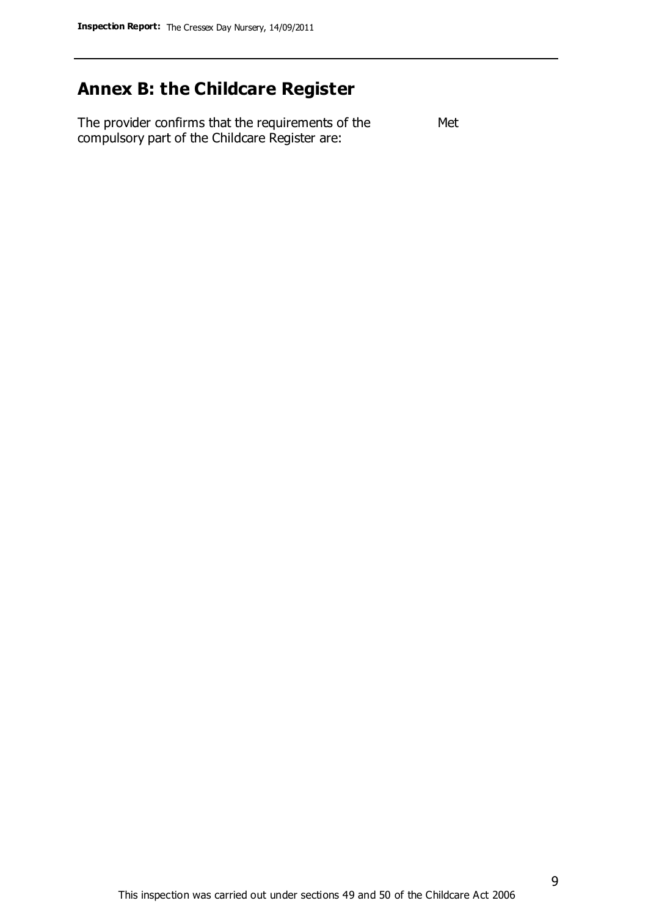## Annex B: the Childcare Register

| | |
| --- | --- |
| The provider confirms that the requirements of the compulsory part of the Childcare Register are: | Met |

This inspection was carried out under sections 49 and 50 of the Childcare Act 2006